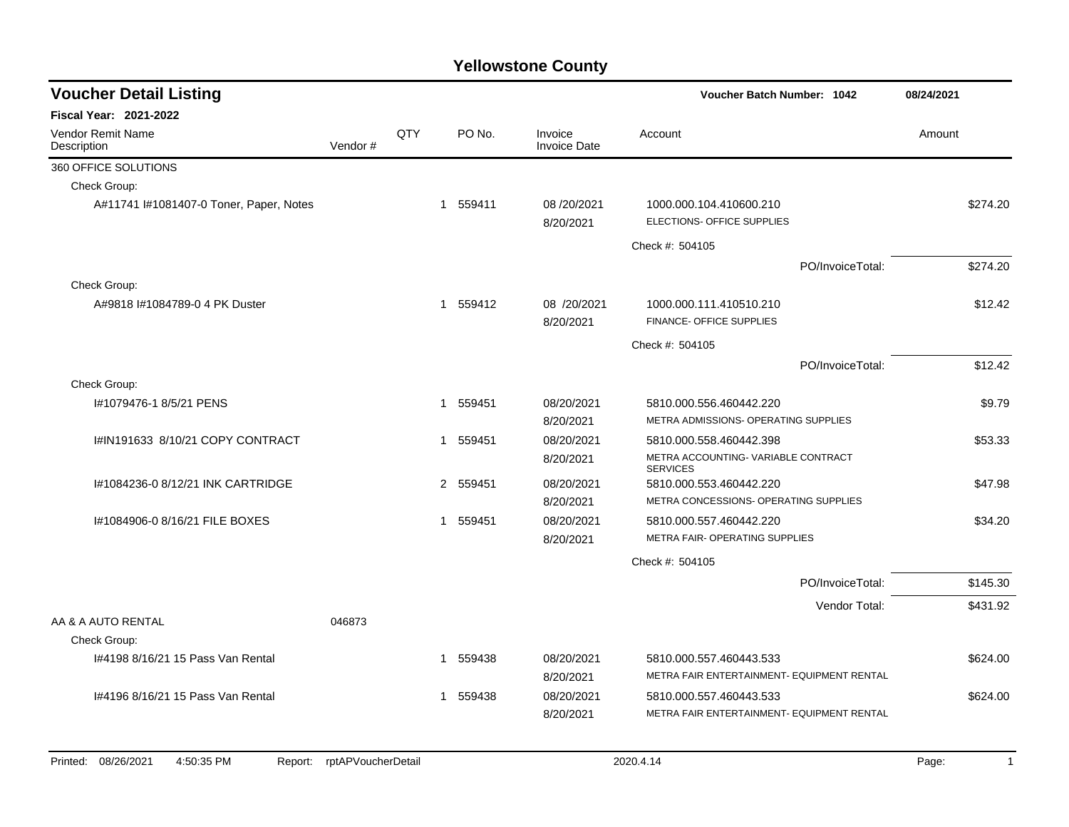# Yellowstone County

## Voucher Detail Listing

**Voucher Batch Number: 1042** — 08/24/2021

**Fiscal Year: 2021-2022**

| Vendor Remit Name / Description | Vendor # | QTY | PO No. | Invoice / Invoice Date | Account | Amount |
|---|---|---|---|---|---|---|
| 360 OFFICE SOLUTIONS | | | | | | |
| Check Group: | | | | | | |
| A#11741 I#1081407-0 Toner, Paper, Notes | | 1 | 559411 | 08 /20/2021<br>8/20/2021 | 1000.000.104.410600.210<br>ELECTIONS- OFFICE SUPPLIES | $274.20 |
| | | | | | Check #: 504105 | |
| | | | | | PO/InvoiceTotal: | $274.20 |
| Check Group: | | | | | | |
| A#9818 I#1084789-0 4 PK Duster | | 1 | 559412 | 08 /20/2021<br>8/20/2021 | 1000.000.111.410510.210<br>FINANCE- OFFICE SUPPLIES | $12.42 |
| | | | | | Check #: 504105 | |
| | | | | | PO/InvoiceTotal: | $12.42 |
| Check Group: | | | | | | |
| I#1079476-1 8/5/21 PENS | | 1 | 559451 | 08/20/2021<br>8/20/2021 | 5810.000.556.460442.220<br>METRA ADMISSIONS- OPERATING SUPPLIES | $9.79 |
| I#IN191633 8/10/21 COPY CONTRACT | | 1 | 559451 | 08/20/2021<br>8/20/2021 | 5810.000.558.460442.398<br>METRA ACCOUNTING- VARIABLE CONTRACT SERVICES | $53.33 |
| I#1084236-0 8/12/21 INK CARTRIDGE | | 2 | 559451 | 08/20/2021<br>8/20/2021 | 5810.000.553.460442.220<br>METRA CONCESSIONS- OPERATING SUPPLIES | $47.98 |
| I#1084906-0 8/16/21 FILE BOXES | | 1 | 559451 | 08/20/2021<br>8/20/2021 | 5810.000.557.460442.220<br>METRA FAIR- OPERATING SUPPLIES | $34.20 |
| | | | | | Check #: 504105 | |
| | | | | | PO/InvoiceTotal: | $145.30 |
| | | | | | Vendor Total: | $431.92 |
| AA & A AUTO RENTAL | 046873 | | | | | |
| Check Group: | | | | | | |
| I#4198 8/16/21 15 Pass Van Rental | | 1 | 559438 | 08/20/2021<br>8/20/2021 | 5810.000.557.460443.533<br>METRA FAIR ENTERTAINMENT- EQUIPMENT RENTAL | $624.00 |
| I#4196 8/16/21 15 Pass Van Rental | | 1 | 559438 | 08/20/2021<br>8/20/2021 | 5810.000.557.460443.533<br>METRA FAIR ENTERTAINMENT- EQUIPMENT RENTAL | $624.00 |

Printed: 08/26/2021 4:50:35 PM Report: rptAPVoucherDetail 2020.4.14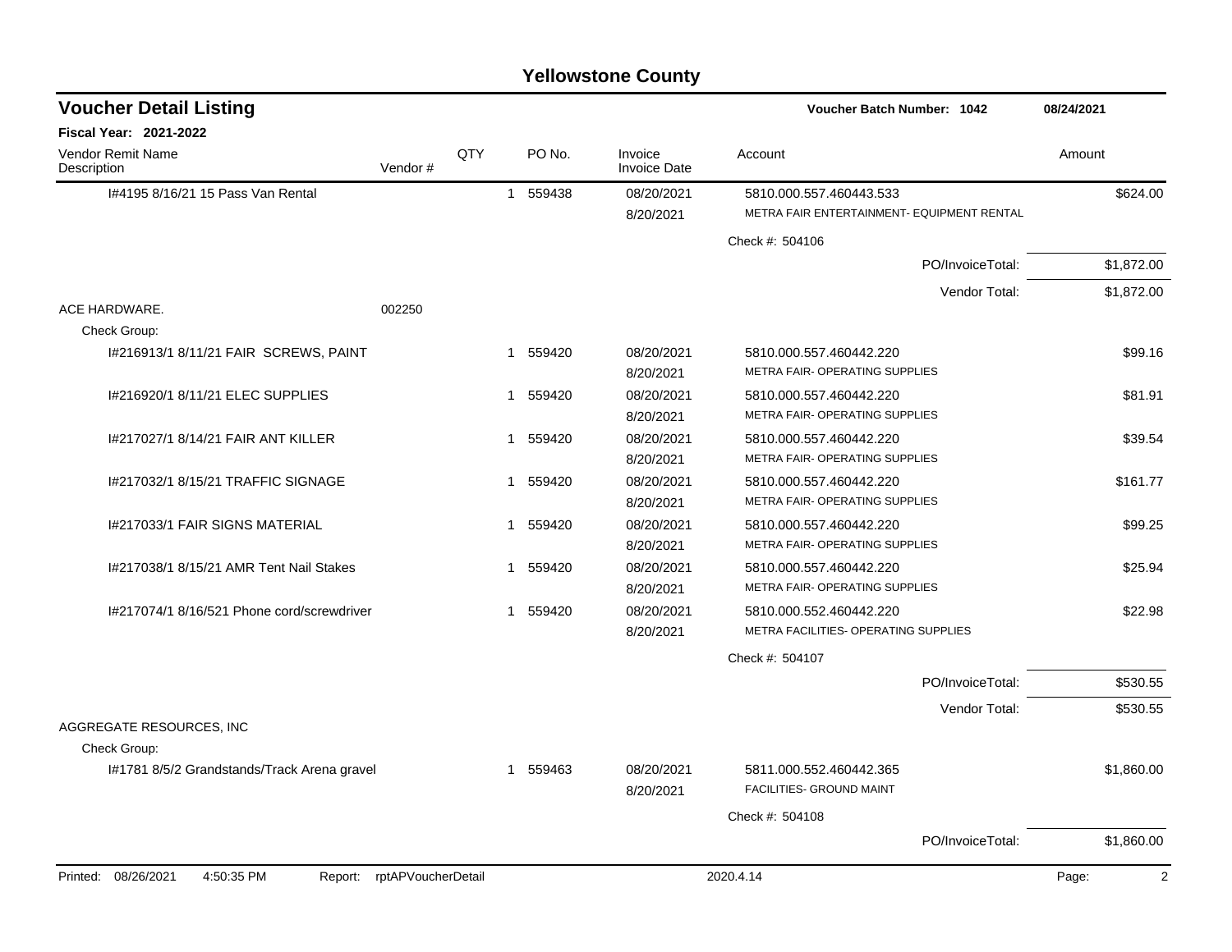# Yellowstone County

## Voucher Detail Listing

**Voucher Batch Number: 1042** 08/24/2021

**Fiscal Year: 2021-2022**

| Vendor Remit Name / Description | Vendor # | QTY | PO No. | Invoice / Invoice Date | Account | Amount |
|---|---|---|---|---|---|---|
| I#4195 8/16/21 15 Pass Van Rental | | 1 | 559438 | 08/20/2021 8/20/2021 | 5810.000.557.460443.533 METRA FAIR ENTERTAINMENT- EQUIPMENT RENTAL | $624.00 |
| | | | | | Check #: 504106 | |
| | | | | | PO/InvoiceTotal: | $1,872.00 |
| | | | | | Vendor Total: | $1,872.00 |
| ACE HARDWARE. | 002250 | | | | | |
| Check Group: | | | | | | |
| I#216913/1 8/11/21 FAIR SCREWS, PAINT | | 1 | 559420 | 08/20/2021 8/20/2021 | 5810.000.557.460442.220 METRA FAIR- OPERATING SUPPLIES | $99.16 |
| I#216920/1 8/11/21 ELEC SUPPLIES | | 1 | 559420 | 08/20/2021 8/20/2021 | 5810.000.557.460442.220 METRA FAIR- OPERATING SUPPLIES | $81.91 |
| I#217027/1 8/14/21 FAIR ANT KILLER | | 1 | 559420 | 08/20/2021 8/20/2021 | 5810.000.557.460442.220 METRA FAIR- OPERATING SUPPLIES | $39.54 |
| I#217032/1 8/15/21 TRAFFIC SIGNAGE | | 1 | 559420 | 08/20/2021 8/20/2021 | 5810.000.557.460442.220 METRA FAIR- OPERATING SUPPLIES | $161.77 |
| I#217033/1 FAIR SIGNS MATERIAL | | 1 | 559420 | 08/20/2021 8/20/2021 | 5810.000.557.460442.220 METRA FAIR- OPERATING SUPPLIES | $99.25 |
| I#217038/1 8/15/21 AMR Tent Nail Stakes | | 1 | 559420 | 08/20/2021 8/20/2021 | 5810.000.557.460442.220 METRA FAIR- OPERATING SUPPLIES | $25.94 |
| I#217074/1 8/16/521 Phone cord/screwdriver | | 1 | 559420 | 08/20/2021 8/20/2021 | 5810.000.552.460442.220 METRA FACILITIES- OPERATING SUPPLIES | $22.98 |
| | | | | | Check #: 504107 | |
| | | | | | PO/InvoiceTotal: | $530.55 |
| | | | | | Vendor Total: | $530.55 |
| AGGREGATE RESOURCES, INC | | | | | | |
| Check Group: | | | | | | |
| I#1781 8/5/2 Grandstands/Track Arena gravel | | 1 | 559463 | 08/20/2021 8/20/2021 | 5811.000.552.460442.365 FACILITIES- GROUND MAINT | $1,860.00 |
| | | | | | Check #: 504108 | |
| | | | | | PO/InvoiceTotal: | $1,860.00 |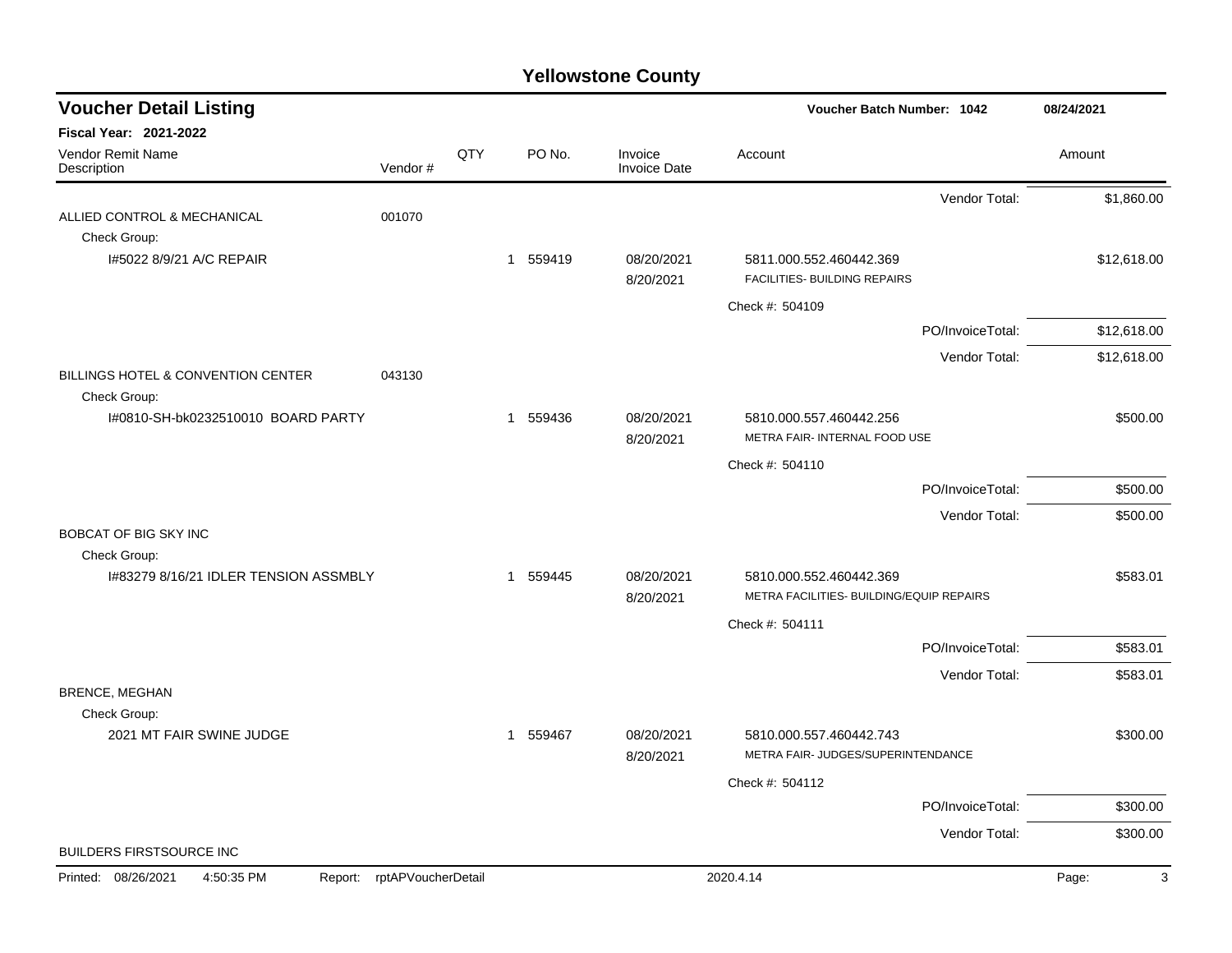# Yellowstone County

## Voucher Detail Listing

**Voucher Batch Number: 1042** | 08/24/2021

**Fiscal Year: 2021-2022**

| Vendor Remit Name / Description | Vendor # | QTY | PO No. | Invoice / Invoice Date | Account | Amount |
|---|---|---|---|---|---|---|
| | | | | | Vendor Total: | $1,860.00 |
| ALLIED CONTROL & MECHANICAL | 001070 | | | | | |
| Check Group: | | | | | | |
| I#5022 8/9/21 A/C REPAIR | | 1 | 559419 | 08/20/2021<br>8/20/2021 | 5811.000.552.460442.369<br>FACILITIES- BUILDING REPAIRS | $12,618.00 |
| | | | | | Check #: 504109 | |
| | | | | | PO/InvoiceTotal: | $12,618.00 |
| | | | | | Vendor Total: | $12,618.00 |
| BILLINGS HOTEL & CONVENTION CENTER | 043130 | | | | | |
| Check Group: | | | | | | |
| I#0810-SH-bk0232510010 BOARD PARTY | | 1 | 559436 | 08/20/2021<br>8/20/2021 | 5810.000.557.460442.256<br>METRA FAIR- INTERNAL FOOD USE | $500.00 |
| | | | | | Check #: 504110 | |
| | | | | | PO/InvoiceTotal: | $500.00 |
| | | | | | Vendor Total: | $500.00 |
| BOBCAT OF BIG SKY INC | | | | | | |
| Check Group: | | | | | | |
| I#83279 8/16/21 IDLER TENSION ASSMBLY | | 1 | 559445 | 08/20/2021<br>8/20/2021 | 5810.000.552.460442.369<br>METRA FACILITIES- BUILDING/EQUIP REPAIRS | $583.01 |
| | | | | | Check #: 504111 | |
| | | | | | PO/InvoiceTotal: | $583.01 |
| | | | | | Vendor Total: | $583.01 |
| BRENCE, MEGHAN | | | | | | |
| Check Group: | | | | | | |
| 2021 MT FAIR SWINE JUDGE | | 1 | 559467 | 08/20/2021<br>8/20/2021 | 5810.000.557.460442.743<br>METRA FAIR- JUDGES/SUPERINTENDANCE | $300.00 |
| | | | | | Check #: 504112 | |
| | | | | | PO/InvoiceTotal: | $300.00 |
| | | | | | Vendor Total: | $300.00 |
| BUILDERS FIRSTSOURCE INC | | | | | | |

Printed: 08/26/2021 4:50:35 PM Report: rptAPVoucherDetail 2020.4.14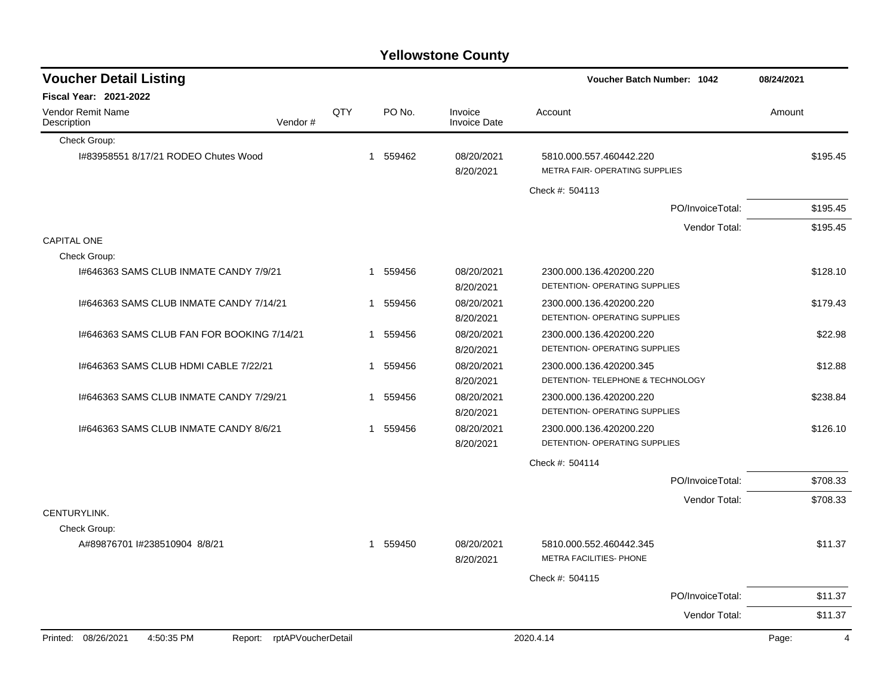# Yellowstone County

## Voucher Detail Listing

**Voucher Batch Number: 1042** 08/24/2021

**Fiscal Year: 2021-2022**

| Vendor Remit Name / Description | Vendor # | QTY | PO No. | Invoice / Invoice Date | Account | Amount |
|---|---|---|---|---|---|---|
| Check Group: | | | | | | |
| I#83958551 8/17/21 RODEO Chutes Wood | | 1 | 559462 | 08/20/2021 8/20/2021 | 5810.000.557.460442.220 METRA FAIR- OPERATING SUPPLIES | $195.45 |
| | | | | | Check #: 504113 | |
| | | | | | PO/InvoiceTotal: | $195.45 |
| | | | | | Vendor Total: | $195.45 |
| CAPITAL ONE | | | | | | |
| Check Group: | | | | | | |
| I#646363 SAMS CLUB INMATE CANDY 7/9/21 | | 1 | 559456 | 08/20/2021 8/20/2021 | 2300.000.136.420200.220 DETENTION- OPERATING SUPPLIES | $128.10 |
| I#646363 SAMS CLUB INMATE CANDY 7/14/21 | | 1 | 559456 | 08/20/2021 8/20/2021 | 2300.000.136.420200.220 DETENTION- OPERATING SUPPLIES | $179.43 |
| I#646363 SAMS CLUB FAN FOR BOOKING 7/14/21 | | 1 | 559456 | 08/20/2021 8/20/2021 | 2300.000.136.420200.220 DETENTION- OPERATING SUPPLIES | $22.98 |
| I#646363 SAMS CLUB HDMI CABLE 7/22/21 | | 1 | 559456 | 08/20/2021 8/20/2021 | 2300.000.136.420200.345 DETENTION- TELEPHONE & TECHNOLOGY | $12.88 |
| I#646363 SAMS CLUB INMATE CANDY 7/29/21 | | 1 | 559456 | 08/20/2021 8/20/2021 | 2300.000.136.420200.220 DETENTION- OPERATING SUPPLIES | $238.84 |
| I#646363 SAMS CLUB INMATE CANDY 8/6/21 | | 1 | 559456 | 08/20/2021 8/20/2021 | 2300.000.136.420200.220 DETENTION- OPERATING SUPPLIES | $126.10 |
| | | | | | Check #: 504114 | |
| | | | | | PO/InvoiceTotal: | $708.33 |
| | | | | | Vendor Total: | $708.33 |
| CENTURYLINK. | | | | | | |
| Check Group: | | | | | | |
| A#89876701 I#238510904 8/8/21 | | 1 | 559450 | 08/20/2021 8/20/2021 | 5810.000.552.460442.345 METRA FACILITIES- PHONE | $11.37 |
| | | | | | Check #: 504115 | |
| | | | | | PO/InvoiceTotal: | $11.37 |
| | | | | | Vendor Total: | $11.37 |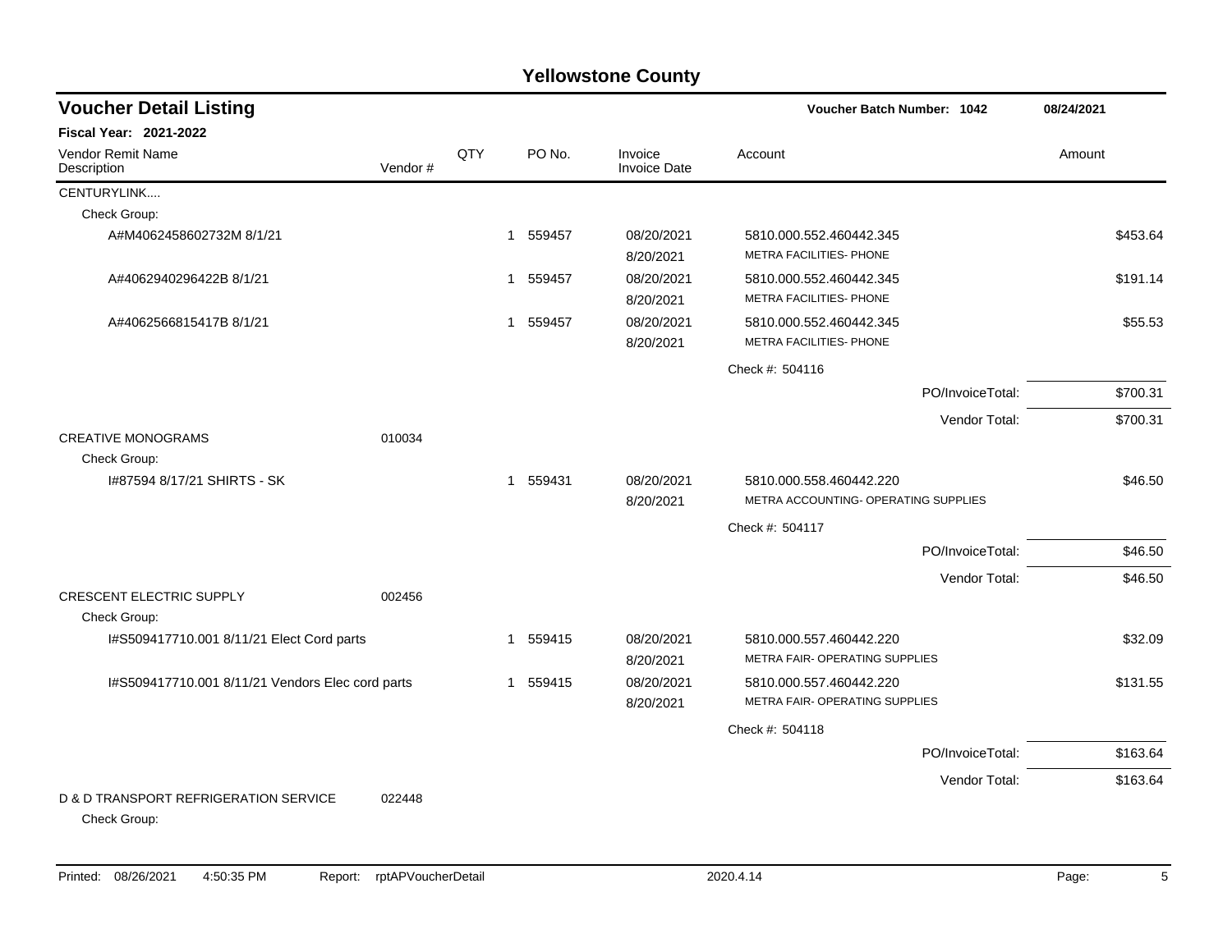# Yellowstone County

## Voucher Detail Listing

**Voucher Batch Number: 1042** 08/24/2021

**Fiscal Year: 2021-2022**

| Vendor Remit Name / Description | Vendor # | QTY | PO No. | Invoice / Invoice Date | Account | Amount |
|---|---|---|---|---|---|---|
| CENTURYLINK.... | | | | | | |
| Check Group: | | | | | | |
| A#M4062458602732M 8/1/21 | | 1 | 559457 | 08/20/2021 / 8/20/2021 | 5810.000.552.460442.345 METRA FACILITIES- PHONE | $453.64 |
| A#4062940296422B 8/1/21 | | 1 | 559457 | 08/20/2021 / 8/20/2021 | 5810.000.552.460442.345 METRA FACILITIES- PHONE | $191.14 |
| A#4062566815417B 8/1/21 | | 1 | 559457 | 08/20/2021 / 8/20/2021 | 5810.000.552.460442.345 METRA FACILITIES- PHONE | $55.53 |
| | | | | | Check #: 504116 | |
| | | | | | PO/InvoiceTotal: | $700.31 |
| | | | | | Vendor Total: | $700.31 |
| CREATIVE MONOGRAMS | 010034 | | | | | |
| Check Group: | | | | | | |
| I#87594 8/17/21 SHIRTS - SK | | 1 | 559431 | 08/20/2021 / 8/20/2021 | 5810.000.558.460442.220 METRA ACCOUNTING- OPERATING SUPPLIES | $46.50 |
| | | | | | Check #: 504117 | |
| | | | | | PO/InvoiceTotal: | $46.50 |
| | | | | | Vendor Total: | $46.50 |
| CRESCENT ELECTRIC SUPPLY | 002456 | | | | | |
| Check Group: | | | | | | |
| I#S509417710.001 8/11/21 Elect Cord parts | | 1 | 559415 | 08/20/2021 / 8/20/2021 | 5810.000.557.460442.220 METRA FAIR- OPERATING SUPPLIES | $32.09 |
| I#S509417710.001 8/11/21 Vendors Elec cord parts | | 1 | 559415 | 08/20/2021 / 8/20/2021 | 5810.000.557.460442.220 METRA FAIR- OPERATING SUPPLIES | $131.55 |
| | | | | | Check #: 504118 | |
| | | | | | PO/InvoiceTotal: | $163.64 |
| | | | | | Vendor Total: | $163.64 |
| D & D TRANSPORT REFRIGERATION SERVICE | 022448 | | | | | |
| Check Group: | | | | | | |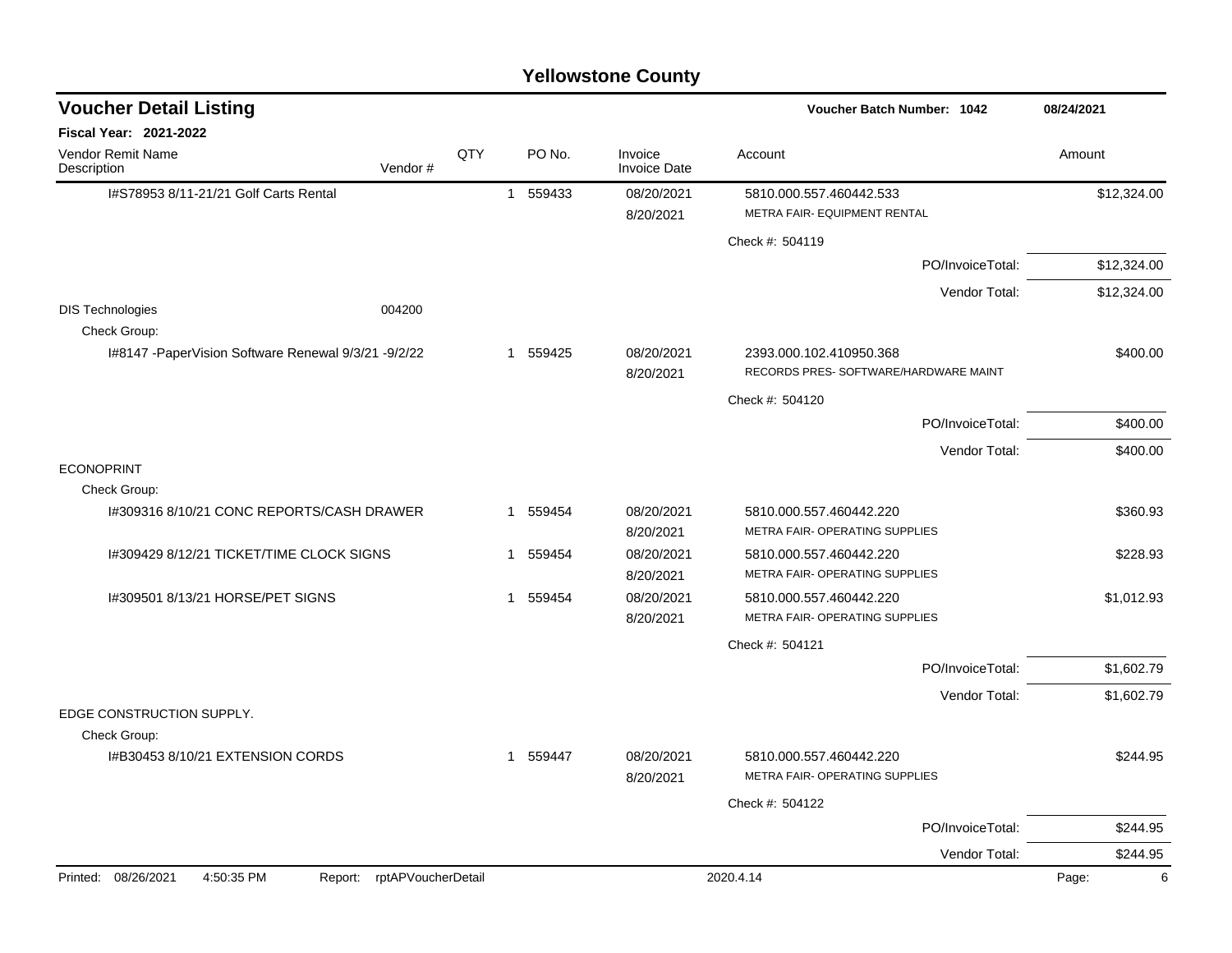# Yellowstone County

## Voucher Detail Listing

**Voucher Batch Number: 1042** — 08/24/2021

**Fiscal Year: 2021-2022**

| Vendor Remit Name / Description | Vendor # | QTY | PO No. | Invoice / Invoice Date | Account | Amount |
|---|---|---|---|---|---|---|
| I#S78953 8/11-21/21 Golf Carts Rental | | 1 | 559433 | 08/20/2021 8/20/2021 | 5810.000.557.460442.533 METRA FAIR- EQUIPMENT RENTAL | $12,324.00 |
| | | | | | Check #: 504119 | |
| | | | | | PO/InvoiceTotal: | $12,324.00 |
| | | | | | Vendor Total: | $12,324.00 |
| DIS Technologies | 004200 | | | | | |
| Check Group: | | | | | | |
| I#8147 -PaperVision Software Renewal 9/3/21 -9/2/22 | | 1 | 559425 | 08/20/2021 8/20/2021 | 2393.000.102.410950.368 RECORDS PRES- SOFTWARE/HARDWARE MAINT | $400.00 |
| | | | | | Check #: 504120 | |
| | | | | | PO/InvoiceTotal: | $400.00 |
| | | | | | Vendor Total: | $400.00 |
| ECONOPRINT | | | | | | |
| Check Group: | | | | | | |
| I#309316 8/10/21 CONC REPORTS/CASH DRAWER | | 1 | 559454 | 08/20/2021 8/20/2021 | 5810.000.557.460442.220 METRA FAIR- OPERATING SUPPLIES | $360.93 |
| I#309429 8/12/21 TICKET/TIME CLOCK SIGNS | | 1 | 559454 | 08/20/2021 8/20/2021 | 5810.000.557.460442.220 METRA FAIR- OPERATING SUPPLIES | $228.93 |
| I#309501 8/13/21 HORSE/PET SIGNS | | 1 | 559454 | 08/20/2021 8/20/2021 | 5810.000.557.460442.220 METRA FAIR- OPERATING SUPPLIES | $1,012.93 |
| | | | | | Check #: 504121 | |
| | | | | | PO/InvoiceTotal: | $1,602.79 |
| | | | | | Vendor Total: | $1,602.79 |
| EDGE CONSTRUCTION SUPPLY. | | | | | | |
| Check Group: | | | | | | |
| I#B30453 8/10/21 EXTENSION CORDS | | 1 | 559447 | 08/20/2021 8/20/2021 | 5810.000.557.460442.220 METRA FAIR- OPERATING SUPPLIES | $244.95 |
| | | | | | Check #: 504122 | |
| | | | | | PO/InvoiceTotal: | $244.95 |
| | | | | | Vendor Total: | $244.95 |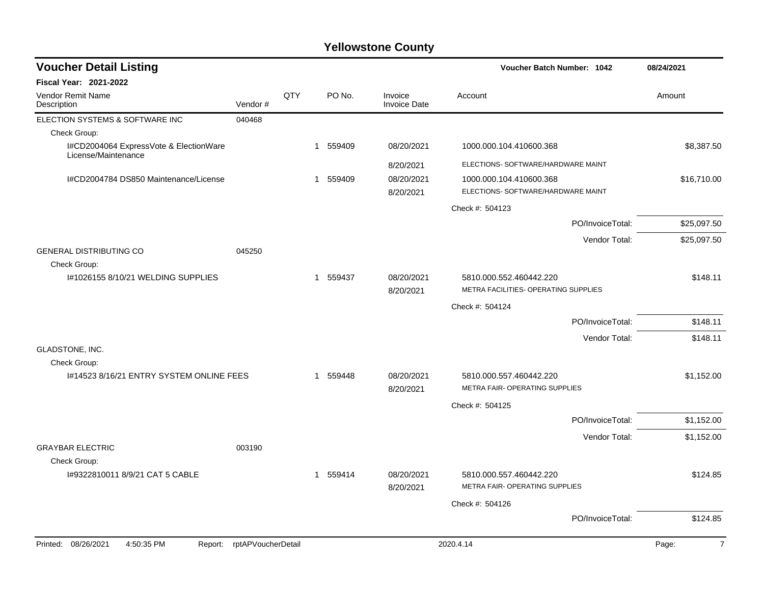# Yellowstone County

## Voucher Detail Listing

**Voucher Batch Number: 1042** 08/24/2021

**Fiscal Year: 2021-2022**

| Vendor Remit Name / Description | Vendor # | QTY | PO No. | Invoice / Invoice Date | Account | Amount |
|---|---|---|---|---|---|---|
| ELECTION SYSTEMS & SOFTWARE INC | 040468 | | | | | |
| Check Group: | | | | | | |
| I#CD2004064 ExpressVote & ElectionWare License/Maintenance | | 1 | 559409 | 08/20/2021 | 1000.000.104.410600.368 | $8,387.50 |
| | | | | 8/20/2021 | ELECTIONS- SOFTWARE/HARDWARE MAINT | |
| I#CD2004784 DS850 Maintenance/License | | 1 | 559409 | 08/20/2021 | 1000.000.104.410600.368 | $16,710.00 |
| | | | | 8/20/2021 | ELECTIONS- SOFTWARE/HARDWARE MAINT | |
| | | | | | Check #: 504123 | |
| | | | | | PO/InvoiceTotal: | $25,097.50 |
| | | | | | Vendor Total: | $25,097.50 |
| GENERAL DISTRIBUTING CO | 045250 | | | | | |
| Check Group: | | | | | | |
| I#1026155 8/10/21 WELDING SUPPLIES | | 1 | 559437 | 08/20/2021 | 5810.000.552.460442.220 | $148.11 |
| | | | | 8/20/2021 | METRA FACILITIES- OPERATING SUPPLIES | |
| | | | | | Check #: 504124 | |
| | | | | | PO/InvoiceTotal: | $148.11 |
| | | | | | Vendor Total: | $148.11 |
| GLADSTONE, INC. | | | | | | |
| Check Group: | | | | | | |
| I#14523 8/16/21 ENTRY SYSTEM ONLINE FEES | | 1 | 559448 | 08/20/2021 | 5810.000.557.460442.220 | $1,152.00 |
| | | | | 8/20/2021 | METRA FAIR- OPERATING SUPPLIES | |
| | | | | | Check #: 504125 | |
| | | | | | PO/InvoiceTotal: | $1,152.00 |
| | | | | | Vendor Total: | $1,152.00 |
| GRAYBAR ELECTRIC | 003190 | | | | | |
| Check Group: | | | | | | |
| I#9322810011 8/9/21 CAT 5 CABLE | | 1 | 559414 | 08/20/2021 | 5810.000.557.460442.220 | $124.85 |
| | | | | 8/20/2021 | METRA FAIR- OPERATING SUPPLIES | |
| | | | | | Check #: 504126 | |
| | | | | | PO/InvoiceTotal: | $124.85 |

Printed: 08/26/2021 4:50:35 PM Report: rptAPVoucherDetail 2020.4.14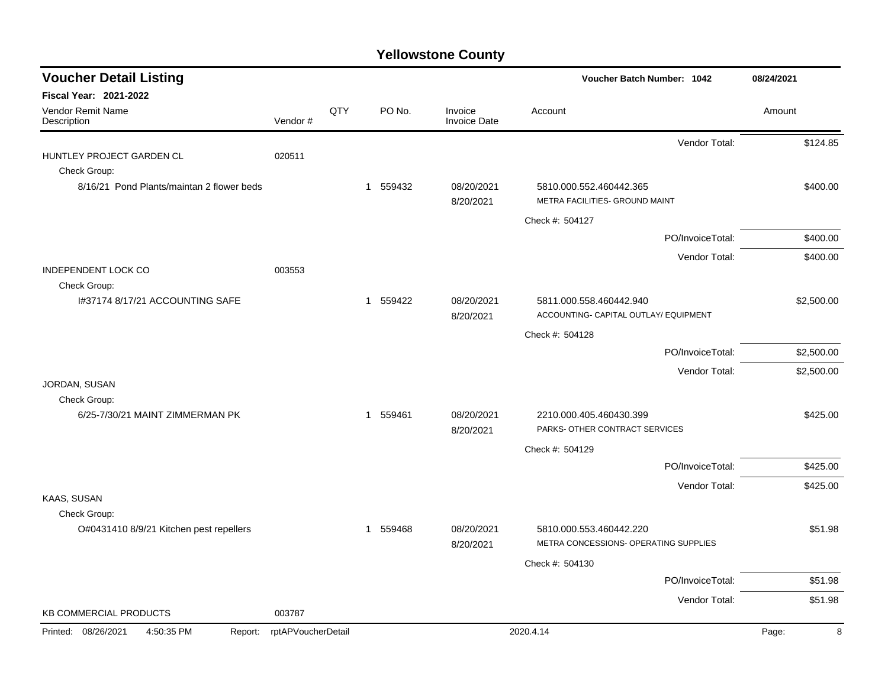# Yellowstone County

## Voucher Detail Listing

**Voucher Batch Number: 1042** 08/24/2021

**Fiscal Year: 2021-2022**

| Vendor Remit Name / Description | Vendor # | QTY | PO No. | Invoice / Invoice Date | Account | Amount |
|---|---|---|---|---|---|---|
| | | | | | Vendor Total: | $124.85 |
| HUNTLEY PROJECT GARDEN CL | 020511 | | | | | |
| Check Group: | | | | | | |
| 8/16/21 Pond Plants/maintan 2 flower beds | | 1 | 559432 | 08/20/2021<br>8/20/2021 | 5810.000.552.460442.365<br>METRA FACILITIES- GROUND MAINT | $400.00 |
| | | | | | Check #: 504127 | |
| | | | | | PO/InvoiceTotal: | $400.00 |
| | | | | | Vendor Total: | $400.00 |
| INDEPENDENT LOCK CO | 003553 | | | | | |
| Check Group: | | | | | | |
| I#37174 8/17/21 ACCOUNTING SAFE | | 1 | 559422 | 08/20/2021<br>8/20/2021 | 5811.000.558.460442.940<br>ACCOUNTING- CAPITAL OUTLAY/ EQUIPMENT | $2,500.00 |
| | | | | | Check #: 504128 | |
| | | | | | PO/InvoiceTotal: | $2,500.00 |
| | | | | | Vendor Total: | $2,500.00 |
| JORDAN, SUSAN | | | | | | |
| Check Group: | | | | | | |
| 6/25-7/30/21 MAINT ZIMMERMAN PK | | 1 | 559461 | 08/20/2021<br>8/20/2021 | 2210.000.405.460430.399<br>PARKS- OTHER CONTRACT SERVICES | $425.00 |
| | | | | | Check #: 504129 | |
| | | | | | PO/InvoiceTotal: | $425.00 |
| | | | | | Vendor Total: | $425.00 |
| KAAS, SUSAN | | | | | | |
| Check Group: | | | | | | |
| O#0431410 8/9/21 Kitchen pest repellers | | 1 | 559468 | 08/20/2021<br>8/20/2021 | 5810.000.553.460442.220<br>METRA CONCESSIONS- OPERATING SUPPLIES | $51.98 |
| | | | | | Check #: 504130 | |
| | | | | | PO/InvoiceTotal: | $51.98 |
| | | | | | Vendor Total: | $51.98 |
| KB COMMERCIAL PRODUCTS | 003787 | | | | | |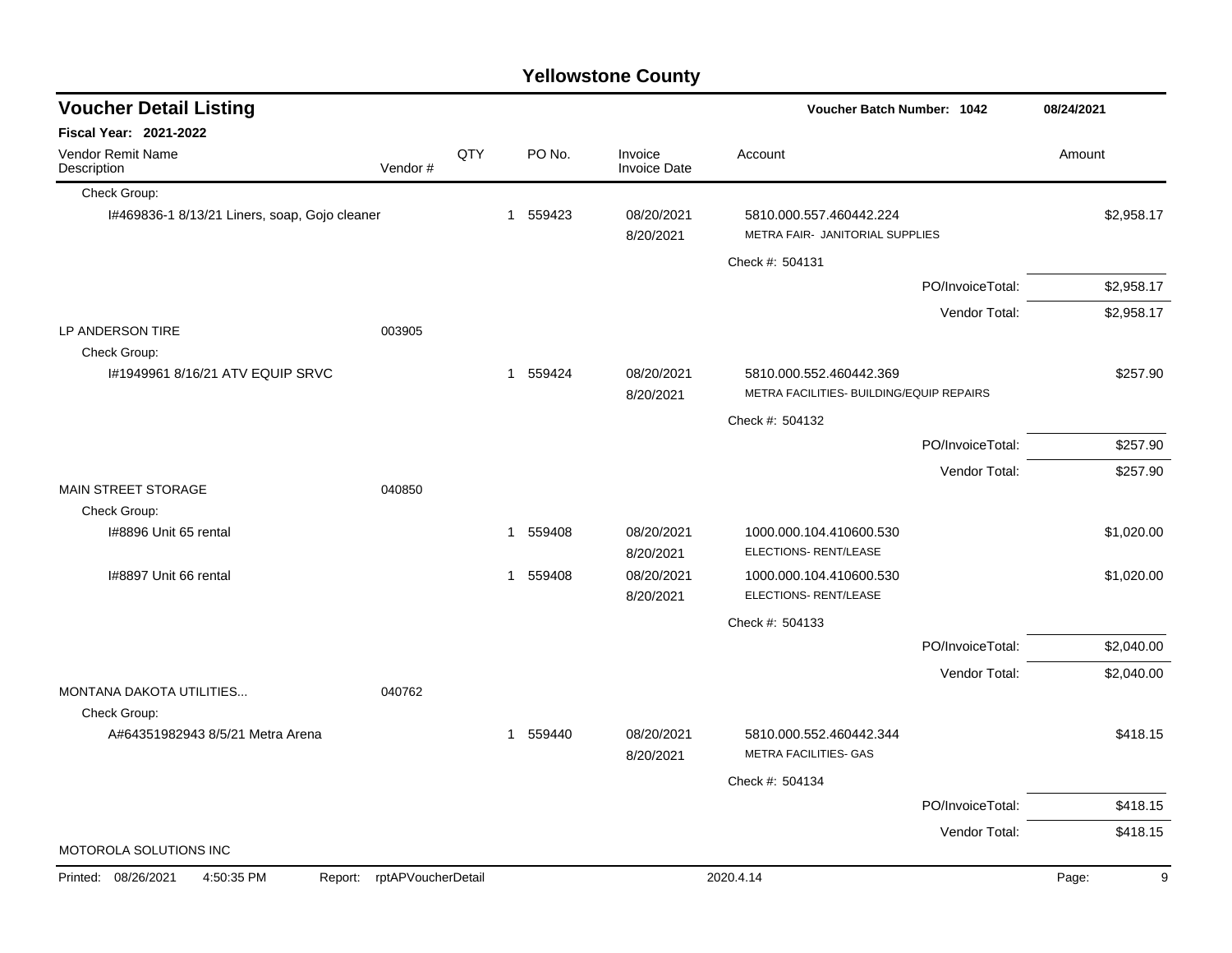# Yellowstone County

## Voucher Detail Listing

**Voucher Batch Number: 1042** | 08/24/2021

**Fiscal Year: 2021-2022**

| Vendor Remit Name / Description | Vendor # | QTY | PO No. | Invoice / Invoice Date | Account | Amount |
|---|---|---|---|---|---|---|
| Check Group: | | | | | | |
| I#469836-1 8/13/21 Liners, soap, Gojo cleaner | | 1 | 559423 | 08/20/2021 8/20/2021 | 5810.000.557.460442.224 METRA FAIR- JANITORIAL SUPPLIES | $2,958.17 |
| | | | | | Check #: 504131 | |
| | | | | | PO/InvoiceTotal: | $2,958.17 |
| | | | | | Vendor Total: | $2,958.17 |
| LP ANDERSON TIRE | 003905 | | | | | |
| Check Group: | | | | | | |
| I#1949961 8/16/21 ATV EQUIP SRVC | | 1 | 559424 | 08/20/2021 8/20/2021 | 5810.000.552.460442.369 METRA FACILITIES- BUILDING/EQUIP REPAIRS | $257.90 |
| | | | | | Check #: 504132 | |
| | | | | | PO/InvoiceTotal: | $257.90 |
| | | | | | Vendor Total: | $257.90 |
| MAIN STREET STORAGE | 040850 | | | | | |
| Check Group: | | | | | | |
| I#8896 Unit 65 rental | | 1 | 559408 | 08/20/2021 8/20/2021 | 1000.000.104.410600.530 ELECTIONS- RENT/LEASE | $1,020.00 |
| I#8897 Unit 66 rental | | 1 | 559408 | 08/20/2021 8/20/2021 | 1000.000.104.410600.530 ELECTIONS- RENT/LEASE | $1,020.00 |
| | | | | | Check #: 504133 | |
| | | | | | PO/InvoiceTotal: | $2,040.00 |
| | | | | | Vendor Total: | $2,040.00 |
| MONTANA DAKOTA UTILITIES... | 040762 | | | | | |
| Check Group: | | | | | | |
| A#64351982943 8/5/21 Metra Arena | | 1 | 559440 | 08/20/2021 8/20/2021 | 5810.000.552.460442.344 METRA FACILITIES- GAS | $418.15 |
| | | | | | Check #: 504134 | |
| | | | | | PO/InvoiceTotal: | $418.15 |
| | | | | | Vendor Total: | $418.15 |
| MOTOROLA SOLUTIONS INC | | | | | | |

Printed: 08/26/2021 4:50:35 PM Report: rptAPVoucherDetail 2020.4.14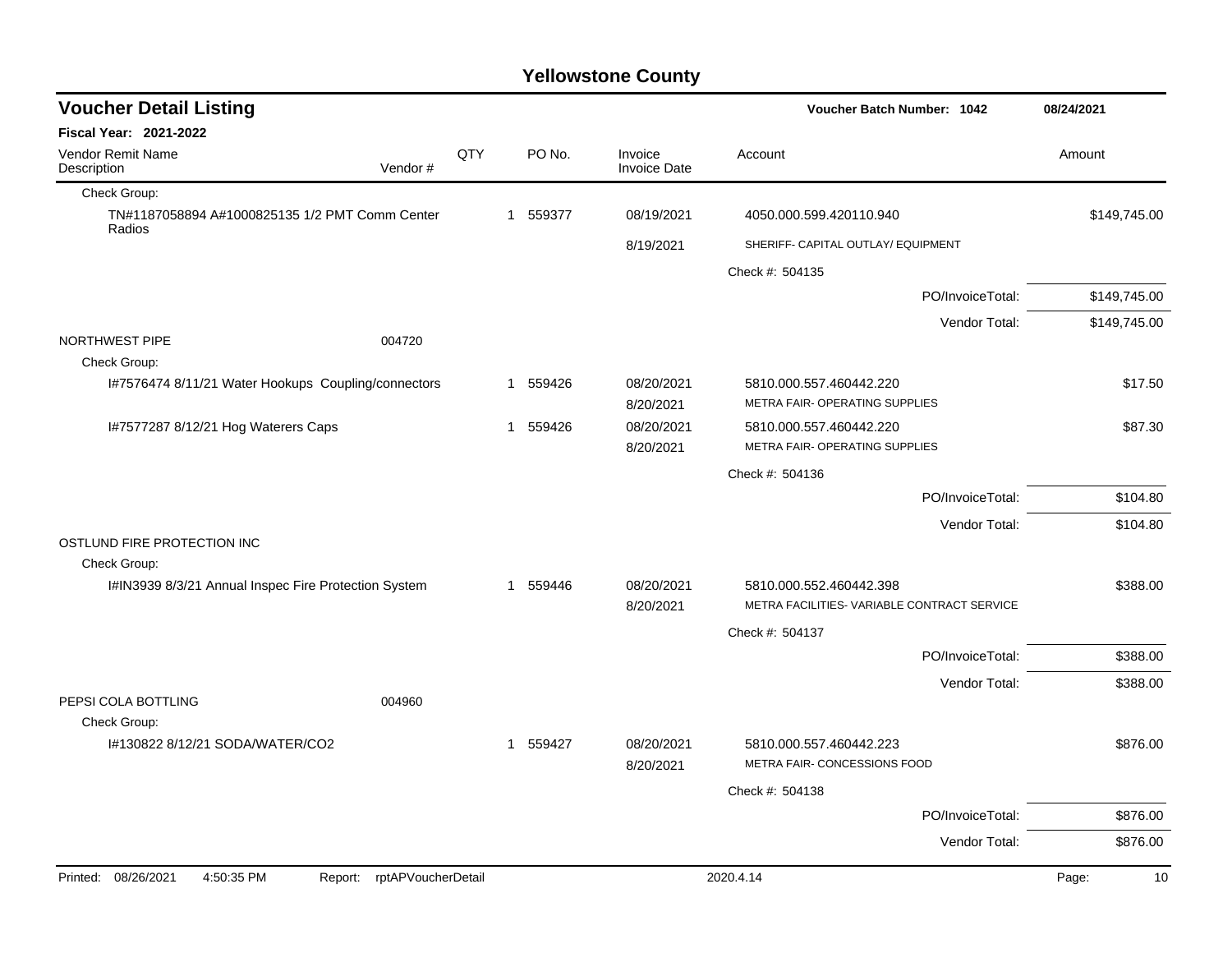# Yellowstone County

## Voucher Detail Listing

**Voucher Batch Number: 1042** — 08/24/2021

**Fiscal Year: 2021-2022**

| Vendor Remit Name / Description | Vendor # | QTY | PO No. | Invoice / Invoice Date | Account | Amount |
|---|---|---|---|---|---|---|
| Check Group: | | | | | | |
| TN#1187058894 A#1000825135 1/2 PMT Comm Center Radios | | 1 | 559377 | 08/19/2021 | 4050.000.599.420110.940 | $149,745.00 |
| | | | | 8/19/2021 | SHERIFF- CAPITAL OUTLAY/ EQUIPMENT | |
| | | | | | Check #: 504135 | |
| | | | | | PO/InvoiceTotal: | $149,745.00 |
| | | | | | Vendor Total: | $149,745.00 |
| NORTHWEST PIPE | 004720 | | | | | |
| Check Group: | | | | | | |
| I#7576474 8/11/21 Water Hookups Coupling/connectors | | 1 | 559426 | 08/20/2021 | 5810.000.557.460442.220 | $17.50 |
| | | | | 8/20/2021 | METRA FAIR- OPERATING SUPPLIES | |
| I#7577287 8/12/21 Hog Waterers Caps | | 1 | 559426 | 08/20/2021 | 5810.000.557.460442.220 | $87.30 |
| | | | | 8/20/2021 | METRA FAIR- OPERATING SUPPLIES | |
| | | | | | Check #: 504136 | |
| | | | | | PO/InvoiceTotal: | $104.80 |
| | | | | | Vendor Total: | $104.80 |
| OSTLUND FIRE PROTECTION INC | | | | | | |
| Check Group: | | | | | | |
| I#IN3939 8/3/21 Annual Inspec Fire Protection System | | 1 | 559446 | 08/20/2021 | 5810.000.552.460442.398 | $388.00 |
| | | | | 8/20/2021 | METRA FACILITIES- VARIABLE CONTRACT SERVICE | |
| | | | | | Check #: 504137 | |
| | | | | | PO/InvoiceTotal: | $388.00 |
| | | | | | Vendor Total: | $388.00 |
| PEPSI COLA BOTTLING | 004960 | | | | | |
| Check Group: | | | | | | |
| I#130822 8/12/21 SODA/WATER/CO2 | | 1 | 559427 | 08/20/2021 | 5810.000.557.460442.223 | $876.00 |
| | | | | 8/20/2021 | METRA FAIR- CONCESSIONS FOOD | |
| | | | | | Check #: 504138 | |
| | | | | | PO/InvoiceTotal: | $876.00 |
| | | | | | Vendor Total: | $876.00 |

Printed: 08/26/2021 4:50:35 PM Report: rptAPVoucherDetail 2020.4.14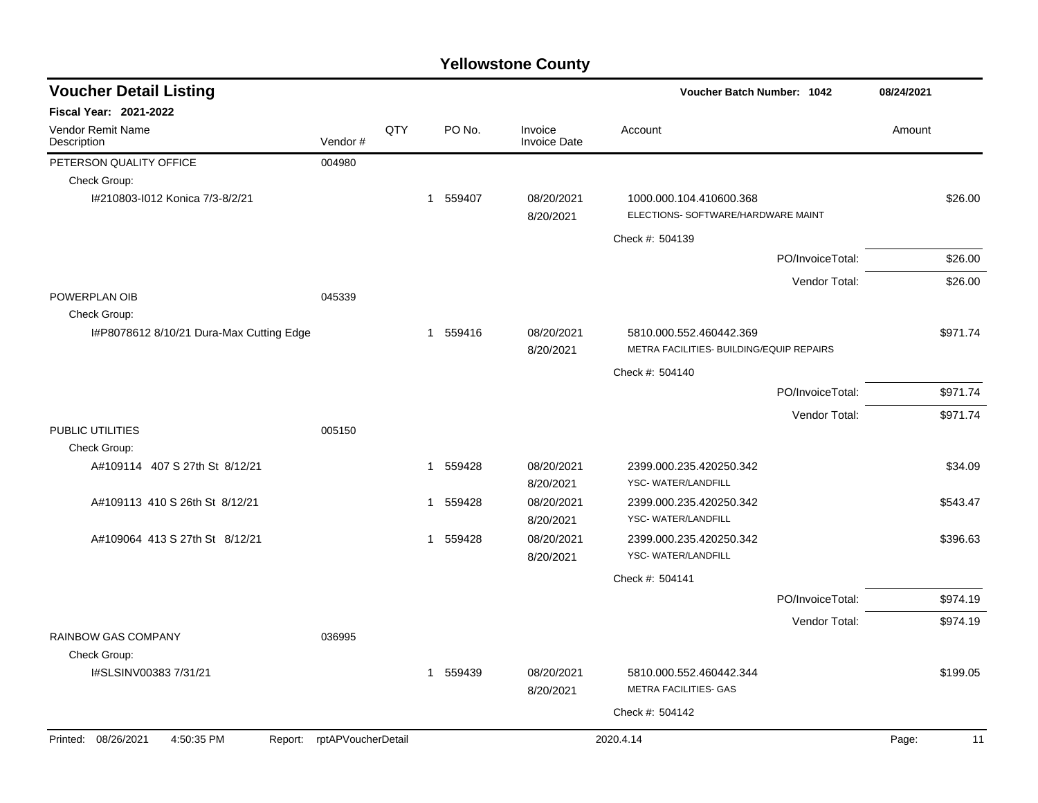# Yellowstone County

## Voucher Detail Listing

Voucher Batch Number: 1042 — 08/24/2021

**Fiscal Year: 2021-2022**

| Vendor Remit Name / Description | Vendor # | QTY | PO No. | Invoice / Invoice Date | Account | Amount |
|---|---|---|---|---|---|---|
| PETERSON QUALITY OFFICE | 004980 | | | | | |
| Check Group: | | | | | | |
| I#210803-I012 Konica 7/3-8/2/21 | | 1 | 559407 | 08/20/2021 8/20/2021 | 1000.000.104.410600.368 ELECTIONS- SOFTWARE/HARDWARE MAINT | $26.00 |
| | | | | | Check #: 504139 | |
| | | | | | PO/InvoiceTotal: | $26.00 |
| | | | | | Vendor Total: | $26.00 |
| POWERPLAN OIB | 045339 | | | | | |
| Check Group: | | | | | | |
| I#P8078612 8/10/21 Dura-Max Cutting Edge | | 1 | 559416 | 08/20/2021 8/20/2021 | 5810.000.552.460442.369 METRA FACILITIES- BUILDING/EQUIP REPAIRS | $971.74 |
| | | | | | Check #: 504140 | |
| | | | | | PO/InvoiceTotal: | $971.74 |
| | | | | | Vendor Total: | $971.74 |
| PUBLIC UTILITIES | 005150 | | | | | |
| Check Group: | | | | | | |
| A#109114 407 S 27th St 8/12/21 | | 1 | 559428 | 08/20/2021 8/20/2021 | 2399.000.235.420250.342 YSC- WATER/LANDFILL | $34.09 |
| A#109113 410 S 26th St 8/12/21 | | 1 | 559428 | 08/20/2021 8/20/2021 | 2399.000.235.420250.342 YSC- WATER/LANDFILL | $543.47 |
| A#109064 413 S 27th St 8/12/21 | | 1 | 559428 | 08/20/2021 8/20/2021 | 2399.000.235.420250.342 YSC- WATER/LANDFILL | $396.63 |
| | | | | | Check #: 504141 | |
| | | | | | PO/InvoiceTotal: | $974.19 |
| | | | | | Vendor Total: | $974.19 |
| RAINBOW GAS COMPANY | 036995 | | | | | |
| Check Group: | | | | | | |
| I#SLSINV00383 7/31/21 | | 1 | 559439 | 08/20/2021 8/20/2021 | 5810.000.552.460442.344 METRA FACILITIES- GAS | $199.05 |
| | | | | | Check #: 504142 | |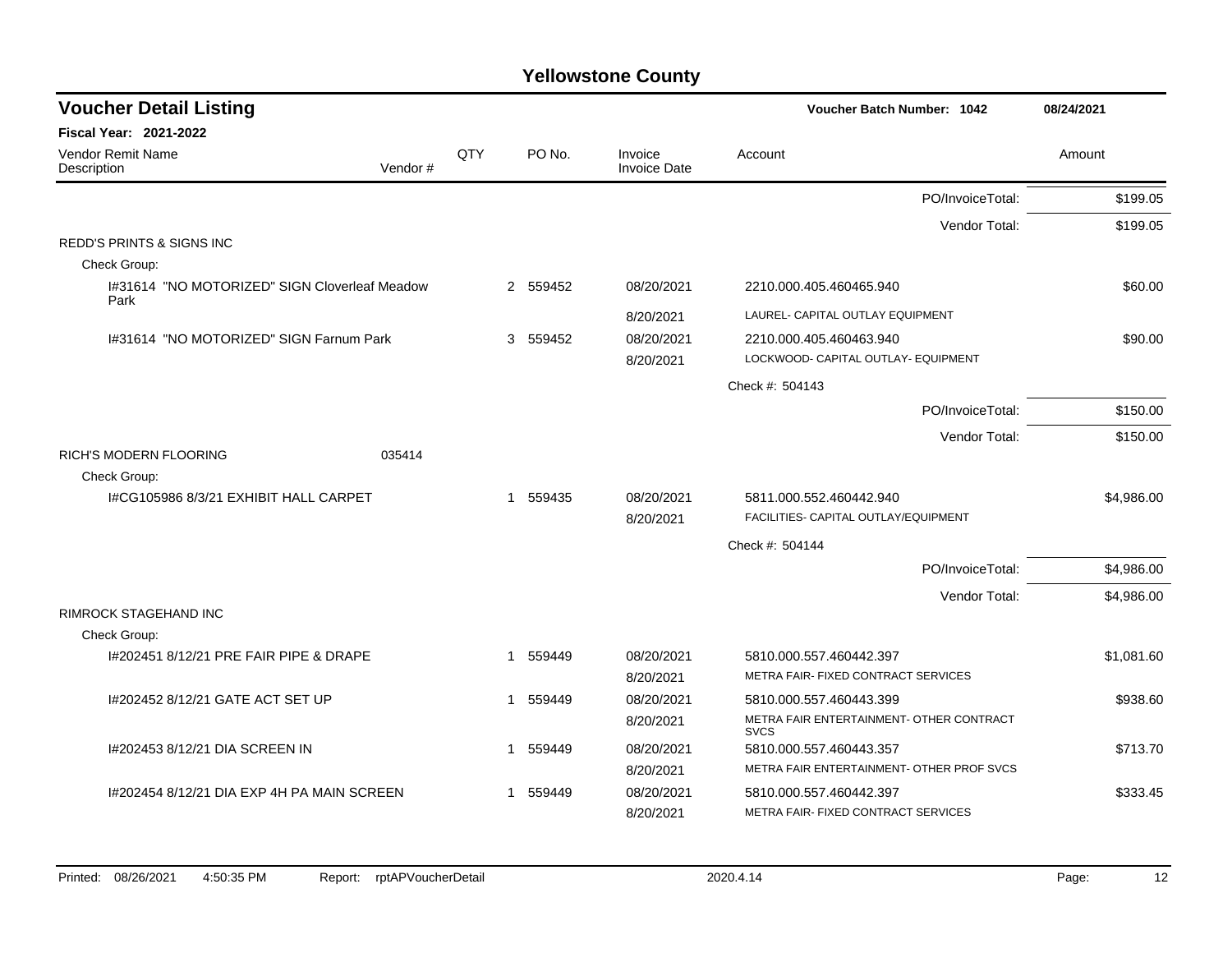# Yellowstone County

## Voucher Detail Listing

**Voucher Batch Number: 1042** | 08/24/2021

**Fiscal Year: 2021-2022**

| Vendor Remit Name / Description | Vendor # | QTY | PO No. | Invoice / Invoice Date | Account | Amount |
|---|---|---|---|---|---|---|
| | | | | | PO/InvoiceTotal: | $199.05 |
| | | | | | Vendor Total: | $199.05 |
| REDD'S PRINTS & SIGNS INC | | | | | | |
| Check Group: | | | | | | |
| I#31614 "NO MOTORIZED" SIGN Cloverleaf Meadow Park | | 2 | 559452 | 08/20/2021 | 2210.000.405.460465.940 | $60.00 |
| | | | | 8/20/2021 | LAUREL- CAPITAL OUTLAY EQUIPMENT | |
| I#31614 "NO MOTORIZED" SIGN Farnum Park | | 3 | 559452 | 08/20/2021 | 2210.000.405.460463.940 | $90.00 |
| | | | | 8/20/2021 | LOCKWOOD- CAPITAL OUTLAY- EQUIPMENT | |
| | | | | | Check #: 504143 | |
| | | | | | PO/InvoiceTotal: | $150.00 |
| | | | | | Vendor Total: | $150.00 |
| RICH'S MODERN FLOORING | 035414 | | | | | |
| Check Group: | | | | | | |
| I#CG105986 8/3/21 EXHIBIT HALL CARPET | | 1 | 559435 | 08/20/2021 | 5811.000.552.460442.940 | $4,986.00 |
| | | | | 8/20/2021 | FACILITIES- CAPITAL OUTLAY/EQUIPMENT | |
| | | | | | Check #: 504144 | |
| | | | | | PO/InvoiceTotal: | $4,986.00 |
| | | | | | Vendor Total: | $4,986.00 |
| RIMROCK STAGEHAND INC | | | | | | |
| Check Group: | | | | | | |
| I#202451 8/12/21 PRE FAIR PIPE & DRAPE | | 1 | 559449 | 08/20/2021 | 5810.000.557.460442.397 | $1,081.60 |
| | | | | 8/20/2021 | METRA FAIR- FIXED CONTRACT SERVICES | |
| I#202452 8/12/21 GATE ACT SET UP | | 1 | 559449 | 08/20/2021 | 5810.000.557.460443.399 | $938.60 |
| | | | | 8/20/2021 | METRA FAIR ENTERTAINMENT- OTHER CONTRACT SVCS | |
| I#202453 8/12/21 DIA SCREEN IN | | 1 | 559449 | 08/20/2021 | 5810.000.557.460443.357 | $713.70 |
| | | | | 8/20/2021 | METRA FAIR ENTERTAINMENT- OTHER PROF SVCS | |
| I#202454 8/12/21 DIA EXP 4H PA MAIN SCREEN | | 1 | 559449 | 08/20/2021 | 5810.000.557.460442.397 | $333.45 |
| | | | | 8/20/2021 | METRA FAIR- FIXED CONTRACT SERVICES | |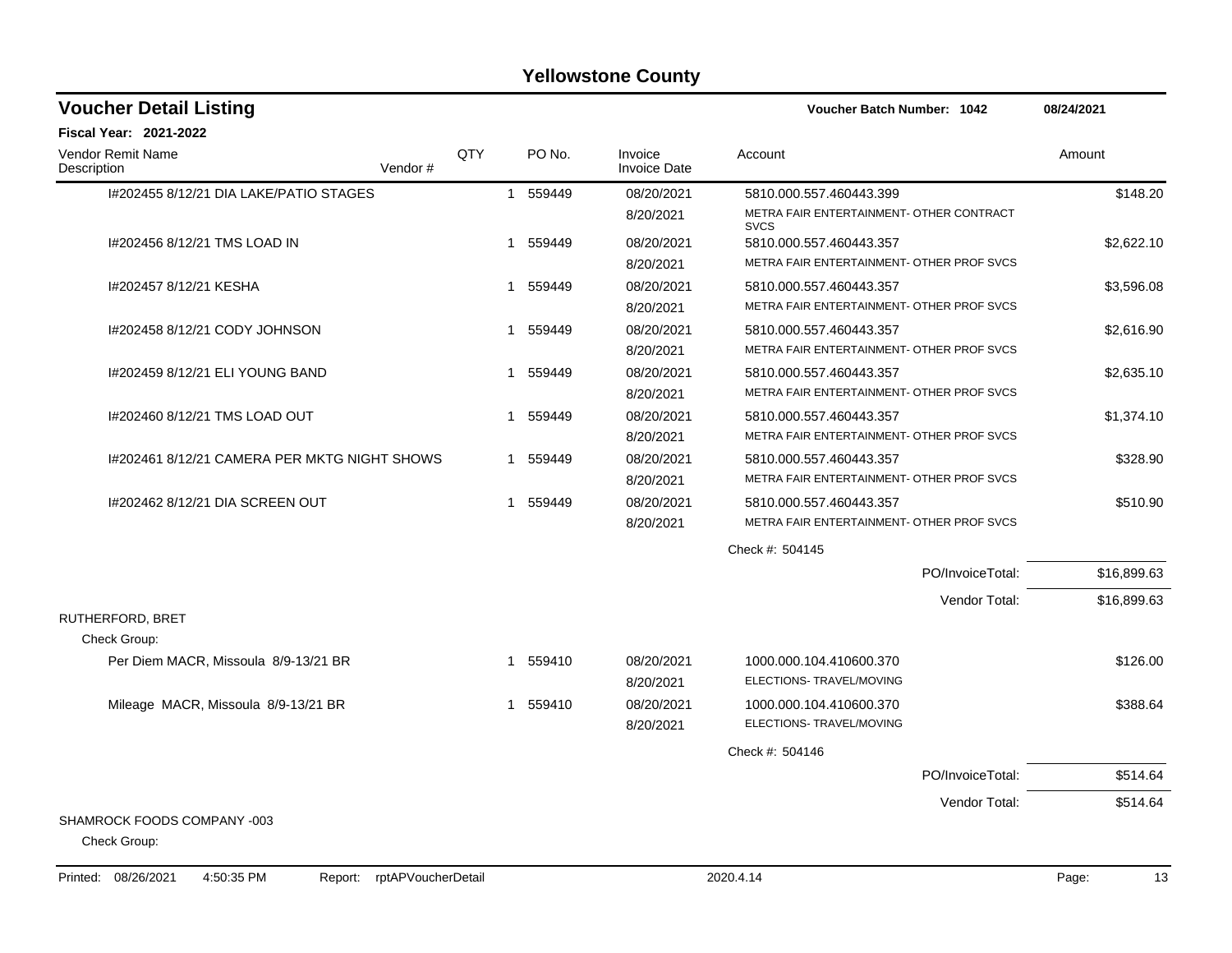# Yellowstone County

## Voucher Detail Listing

**Voucher Batch Number: 1042** — 08/24/2021

**Fiscal Year: 2021-2022**

| Vendor Remit Name / Description | Vendor # | QTY | PO No. | Invoice / Invoice Date | Account | Amount |
|---|---|---|---|---|---|---|
| I#202455 8/12/21 DIA LAKE/PATIO STAGES | | 1 | 559449 | 08/20/2021 / 8/20/2021 | 5810.000.557.460443.399 METRA FAIR ENTERTAINMENT- OTHER CONTRACT SVCS | $148.20 |
| I#202456 8/12/21 TMS LOAD IN | | 1 | 559449 | 08/20/2021 / 8/20/2021 | 5810.000.557.460443.357 METRA FAIR ENTERTAINMENT- OTHER PROF SVCS | $2,622.10 |
| I#202457 8/12/21 KESHA | | 1 | 559449 | 08/20/2021 / 8/20/2021 | 5810.000.557.460443.357 METRA FAIR ENTERTAINMENT- OTHER PROF SVCS | $3,596.08 |
| I#202458 8/12/21 CODY JOHNSON | | 1 | 559449 | 08/20/2021 / 8/20/2021 | 5810.000.557.460443.357 METRA FAIR ENTERTAINMENT- OTHER PROF SVCS | $2,616.90 |
| I#202459 8/12/21 ELI YOUNG BAND | | 1 | 559449 | 08/20/2021 / 8/20/2021 | 5810.000.557.460443.357 METRA FAIR ENTERTAINMENT- OTHER PROF SVCS | $2,635.10 |
| I#202460 8/12/21 TMS LOAD OUT | | 1 | 559449 | 08/20/2021 / 8/20/2021 | 5810.000.557.460443.357 METRA FAIR ENTERTAINMENT- OTHER PROF SVCS | $1,374.10 |
| I#202461 8/12/21 CAMERA PER MKTG NIGHT SHOWS | | 1 | 559449 | 08/20/2021 / 8/20/2021 | 5810.000.557.460443.357 METRA FAIR ENTERTAINMENT- OTHER PROF SVCS | $328.90 |
| I#202462 8/12/21 DIA SCREEN OUT | | 1 | 559449 | 08/20/2021 / 8/20/2021 | 5810.000.557.460443.357 METRA FAIR ENTERTAINMENT- OTHER PROF SVCS | $510.90 |
| | | | | | Check #: 504145 | |
| | | | | | PO/InvoiceTotal: | $16,899.63 |
| | | | | | Vendor Total: | $16,899.63 |
| **RUTHERFORD, BRET** | | | | | | |
| Check Group: | | | | | | |
| Per Diem MACR, Missoula 8/9-13/21 BR | | 1 | 559410 | 08/20/2021 / 8/20/2021 | 1000.000.104.410600.370 ELECTIONS- TRAVEL/MOVING | $126.00 |
| Mileage MACR, Missoula 8/9-13/21 BR | | 1 | 559410 | 08/20/2021 / 8/20/2021 | 1000.000.104.410600.370 ELECTIONS- TRAVEL/MOVING | $388.64 |
| | | | | | Check #: 504146 | |
| | | | | | PO/InvoiceTotal: | $514.64 |
| | | | | | Vendor Total: | $514.64 |
| **SHAMROCK FOODS COMPANY -003** | | | | | | |
| Check Group: | | | | | | |

Printed: 08/26/2021 4:50:35 PM Report: rptAPVoucherDetail 2020.4.14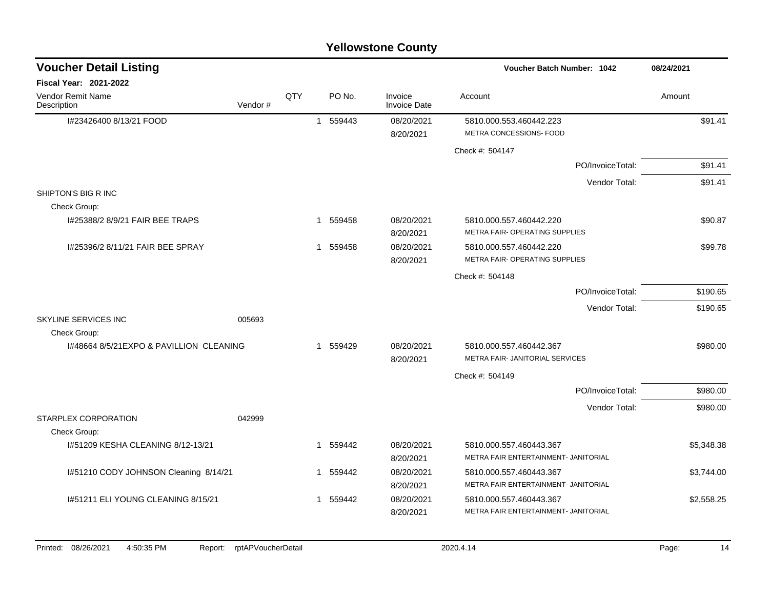# Yellowstone County

## Voucher Detail Listing

**Voucher Batch Number: 1042** — 08/24/2021

**Fiscal Year: 2021-2022**

| Vendor Remit Name / Description | Vendor # | QTY | PO No. | Invoice / Invoice Date | Account | Amount |
|---|---|---|---|---|---|---|
| I#23426400 8/13/21 FOOD | | 1 | 559443 | 08/20/2021<br>8/20/2021 | 5810.000.553.460442.223<br>METRA CONCESSIONS- FOOD | $91.41 |
| | | | | | Check #: 504147 | |
| | | | | | PO/InvoiceTotal: | $91.41 |
| | | | | | Vendor Total: | $91.41 |
| SHIPTON'S BIG R INC | | | | | | |
| Check Group: | | | | | | |
| I#25388/2 8/9/21 FAIR BEE TRAPS | | 1 | 559458 | 08/20/2021<br>8/20/2021 | 5810.000.557.460442.220<br>METRA FAIR- OPERATING SUPPLIES | $90.87 |
| I#25396/2 8/11/21 FAIR BEE SPRAY | | 1 | 559458 | 08/20/2021<br>8/20/2021 | 5810.000.557.460442.220<br>METRA FAIR- OPERATING SUPPLIES | $99.78 |
| | | | | | Check #: 504148 | |
| | | | | | PO/InvoiceTotal: | $190.65 |
| | | | | | Vendor Total: | $190.65 |
| SKYLINE SERVICES INC | 005693 | | | | | |
| Check Group: | | | | | | |
| I#48664 8/5/21EXPO & PAVILLION CLEANING | | 1 | 559429 | 08/20/2021<br>8/20/2021 | 5810.000.557.460442.367<br>METRA FAIR- JANITORIAL SERVICES | $980.00 |
| | | | | | Check #: 504149 | |
| | | | | | PO/InvoiceTotal: | $980.00 |
| | | | | | Vendor Total: | $980.00 |
| STARPLEX CORPORATION | 042999 | | | | | |
| Check Group: | | | | | | |
| I#51209 KESHA CLEANING 8/12-13/21 | | 1 | 559442 | 08/20/2021<br>8/20/2021 | 5810.000.557.460443.367<br>METRA FAIR ENTERTAINMENT- JANITORIAL | $5,348.38 |
| I#51210 CODY JOHNSON Cleaning 8/14/21 | | 1 | 559442 | 08/20/2021<br>8/20/2021 | 5810.000.557.460443.367<br>METRA FAIR ENTERTAINMENT- JANITORIAL | $3,744.00 |
| I#51211 ELI YOUNG CLEANING 8/15/21 | | 1 | 559442 | 08/20/2021<br>8/20/2021 | 5810.000.557.460443.367<br>METRA FAIR ENTERTAINMENT- JANITORIAL | $2,558.25 |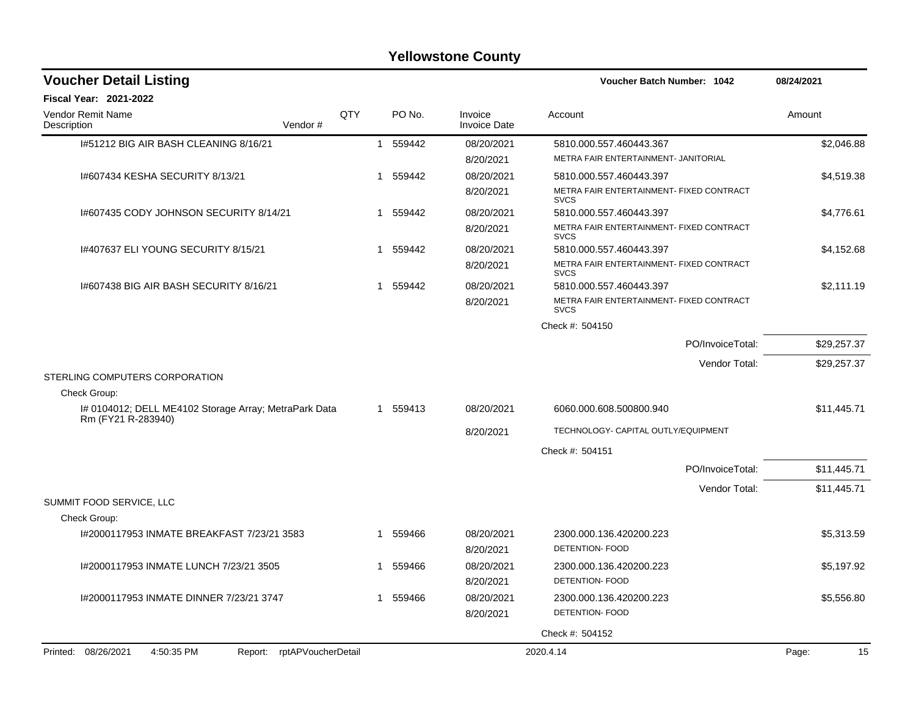# Yellowstone County

## Voucher Detail Listing

**Voucher Batch Number: 1042** 08/24/2021

**Fiscal Year: 2021-2022**

| Vendor Remit Name / Description | Vendor # | QTY | PO No. | Invoice / Invoice Date | Account | Amount |
|---|---|---|---|---|---|---|
| I#51212 BIG AIR BASH CLEANING 8/16/21 | | 1 | 559442 | 08/20/2021 | 5810.000.557.460443.367 | $2,046.88 |
| | | | | 8/20/2021 | METRA FAIR ENTERTAINMENT- JANITORIAL | |
| I#607434 KESHA SECURITY 8/13/21 | | 1 | 559442 | 08/20/2021 | 5810.000.557.460443.397 | $4,519.38 |
| | | | | 8/20/2021 | METRA FAIR ENTERTAINMENT- FIXED CONTRACT SVCS | |
| I#607435 CODY JOHNSON SECURITY 8/14/21 | | 1 | 559442 | 08/20/2021 | 5810.000.557.460443.397 | $4,776.61 |
| | | | | 8/20/2021 | METRA FAIR ENTERTAINMENT- FIXED CONTRACT SVCS | |
| I#407637 ELI YOUNG SECURITY 8/15/21 | | 1 | 559442 | 08/20/2021 | 5810.000.557.460443.397 | $4,152.68 |
| | | | | 8/20/2021 | METRA FAIR ENTERTAINMENT- FIXED CONTRACT SVCS | |
| I#607438 BIG AIR BASH SECURITY 8/16/21 | | 1 | 559442 | 08/20/2021 | 5810.000.557.460443.397 | $2,111.19 |
| | | | | 8/20/2021 | METRA FAIR ENTERTAINMENT- FIXED CONTRACT SVCS | |
| | | | | | Check #: 504150 | |
| | | | | | PO/InvoiceTotal: | $29,257.37 |
| | | | | | Vendor Total: | $29,257.37 |
| STERLING COMPUTERS CORPORATION | | | | | | |
| Check Group: | | | | | | |
| I# 0104012; DELL ME4102 Storage Array; MetraPark Data Rm (FY21 R-283940) | | 1 | 559413 | 08/20/2021 | 6060.000.608.500800.940 | $11,445.71 |
| | | | | 8/20/2021 | TECHNOLOGY- CAPITAL OUTLY/EQUIPMENT | |
| | | | | | Check #: 504151 | |
| | | | | | PO/InvoiceTotal: | $11,445.71 |
| | | | | | Vendor Total: | $11,445.71 |
| SUMMIT FOOD SERVICE, LLC | | | | | | |
| Check Group: | | | | | | |
| I#2000117953 INMATE BREAKFAST 7/23/21 3583 | | 1 | 559466 | 08/20/2021 | 2300.000.136.420200.223 | $5,313.59 |
| | | | | 8/20/2021 | DETENTION- FOOD | |
| I#2000117953 INMATE LUNCH 7/23/21 3505 | | 1 | 559466 | 08/20/2021 | 2300.000.136.420200.223 | $5,197.92 |
| | | | | 8/20/2021 | DETENTION- FOOD | |
| I#2000117953 INMATE DINNER 7/23/21 3747 | | 1 | 559466 | 08/20/2021 | 2300.000.136.420200.223 | $5,556.80 |
| | | | | 8/20/2021 | DETENTION- FOOD | |
| | | | | | Check #: 504152 | |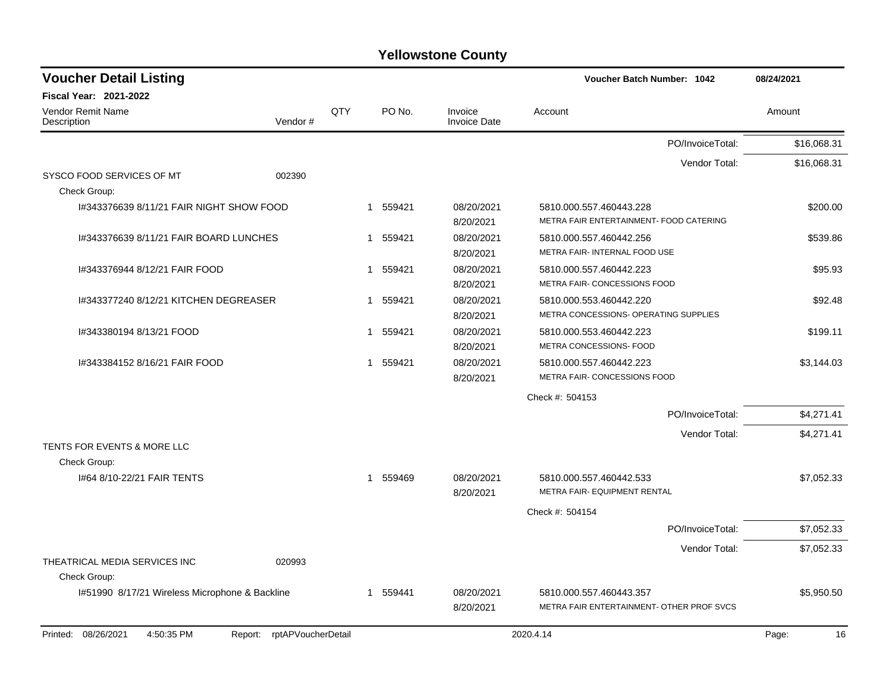# Yellowstone County

## Voucher Detail Listing

Voucher Batch Number: 1042 — 08/24/2021

**Fiscal Year: 2021-2022**

| Vendor Remit Name / Description | Vendor # | QTY | PO No. | Invoice / Invoice Date | Account | Amount |
|---|---|---|---|---|---|---|
| | | | | | PO/InvoiceTotal: | $16,068.31 |
| | | | | | Vendor Total: | $16,068.31 |
| SYSCO FOOD SERVICES OF MT | 002390 | | | | | |
| Check Group: | | | | | | |
| I#343376639 8/11/21 FAIR NIGHT SHOW FOOD | | 1 | 559421 | 08/20/2021 8/20/2021 | 5810.000.557.460443.228 METRA FAIR ENTERTAINMENT- FOOD CATERING | $200.00 |
| I#343376639 8/11/21 FAIR BOARD LUNCHES | | 1 | 559421 | 08/20/2021 8/20/2021 | 5810.000.557.460442.256 METRA FAIR- INTERNAL FOOD USE | $539.86 |
| I#343376944 8/12/21 FAIR FOOD | | 1 | 559421 | 08/20/2021 8/20/2021 | 5810.000.557.460442.223 METRA FAIR- CONCESSIONS FOOD | $95.93 |
| I#343377240 8/12/21 KITCHEN DEGREASER | | 1 | 559421 | 08/20/2021 8/20/2021 | 5810.000.553.460442.220 METRA CONCESSIONS- OPERATING SUPPLIES | $92.48 |
| I#343380194 8/13/21 FOOD | | 1 | 559421 | 08/20/2021 8/20/2021 | 5810.000.553.460442.223 METRA CONCESSIONS- FOOD | $199.11 |
| I#343384152 8/16/21 FAIR FOOD | | 1 | 559421 | 08/20/2021 8/20/2021 | 5810.000.557.460442.223 METRA FAIR- CONCESSIONS FOOD | $3,144.03 |
| | | | | | Check #: 504153 | |
| | | | | | PO/InvoiceTotal: | $4,271.41 |
| | | | | | Vendor Total: | $4,271.41 |
| TENTS FOR EVENTS & MORE LLC | | | | | | |
| Check Group: | | | | | | |
| I#64 8/10-22/21 FAIR TENTS | | 1 | 559469 | 08/20/2021 8/20/2021 | 5810.000.557.460442.533 METRA FAIR- EQUIPMENT RENTAL | $7,052.33 |
| | | | | | Check #: 504154 | |
| | | | | | PO/InvoiceTotal: | $7,052.33 |
| | | | | | Vendor Total: | $7,052.33 |
| THEATRICAL MEDIA SERVICES INC | 020993 | | | | | |
| Check Group: | | | | | | |
| I#51990 8/17/21 Wireless Microphone & Backline | | 1 | 559441 | 08/20/2021 8/20/2021 | 5810.000.557.460443.357 METRA FAIR ENTERTAINMENT- OTHER PROF SVCS | $5,950.50 |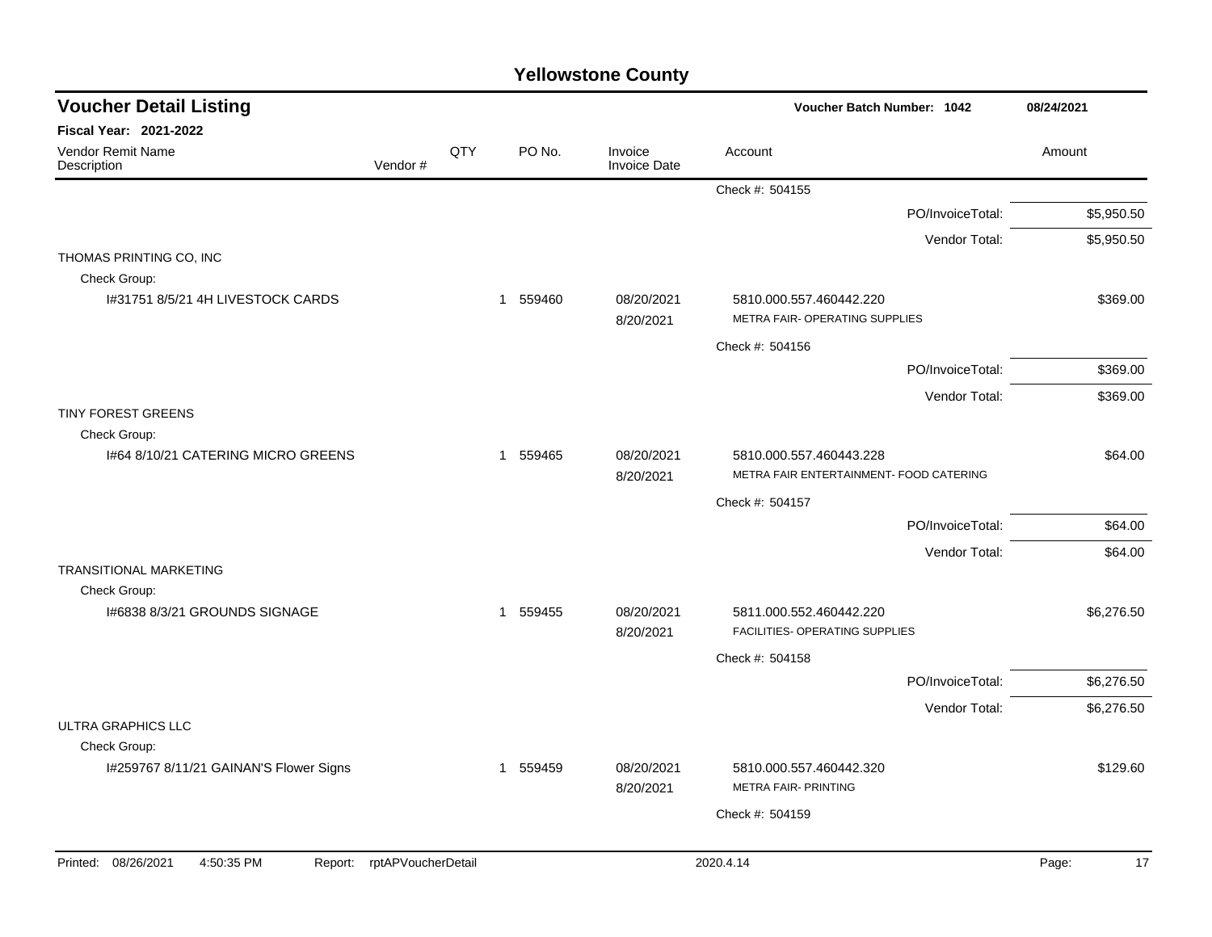# Yellowstone County

## Voucher Detail Listing

**Voucher Batch Number: 1042** — 08/24/2021

**Fiscal Year: 2021-2022**

| Vendor Remit Name / Description | Vendor # | QTY | PO No. | Invoice / Invoice Date | Account | Amount |
|---|---|---|---|---|---|---|
| | | | | | Check #: 504155 | |
| | | | | | PO/InvoiceTotal: | $5,950.50 |
| | | | | | Vendor Total: | $5,950.50 |
| THOMAS PRINTING CO, INC | | | | | | |
| Check Group: | | | | | | |
| I#31751 8/5/21 4H LIVESTOCK CARDS | | 1 | 559460 | 08/20/2021 8/20/2021 | 5810.000.557.460442.220 METRA FAIR- OPERATING SUPPLIES | $369.00 |
| | | | | | Check #: 504156 | |
| | | | | | PO/InvoiceTotal: | $369.00 |
| | | | | | Vendor Total: | $369.00 |
| TINY FOREST GREENS | | | | | | |
| Check Group: | | | | | | |
| I#64 8/10/21 CATERING MICRO GREENS | | 1 | 559465 | 08/20/2021 8/20/2021 | 5810.000.557.460443.228 METRA FAIR ENTERTAINMENT- FOOD CATERING | $64.00 |
| | | | | | Check #: 504157 | |
| | | | | | PO/InvoiceTotal: | $64.00 |
| | | | | | Vendor Total: | $64.00 |
| TRANSITIONAL MARKETING | | | | | | |
| Check Group: | | | | | | |
| I#6838 8/3/21 GROUNDS SIGNAGE | | 1 | 559455 | 08/20/2021 8/20/2021 | 5811.000.552.460442.220 FACILITIES- OPERATING SUPPLIES | $6,276.50 |
| | | | | | Check #: 504158 | |
| | | | | | PO/InvoiceTotal: | $6,276.50 |
| | | | | | Vendor Total: | $6,276.50 |
| ULTRA GRAPHICS LLC | | | | | | |
| Check Group: | | | | | | |
| I#259767 8/11/21 GAINAN'S Flower Signs | | 1 | 559459 | 08/20/2021 8/20/2021 | 5810.000.557.460442.320 METRA FAIR- PRINTING | $129.60 |
| | | | | | Check #: 504159 | |

Printed: 08/26/2021 4:50:35 PM Report: rptAPVoucherDetail 2020.4.14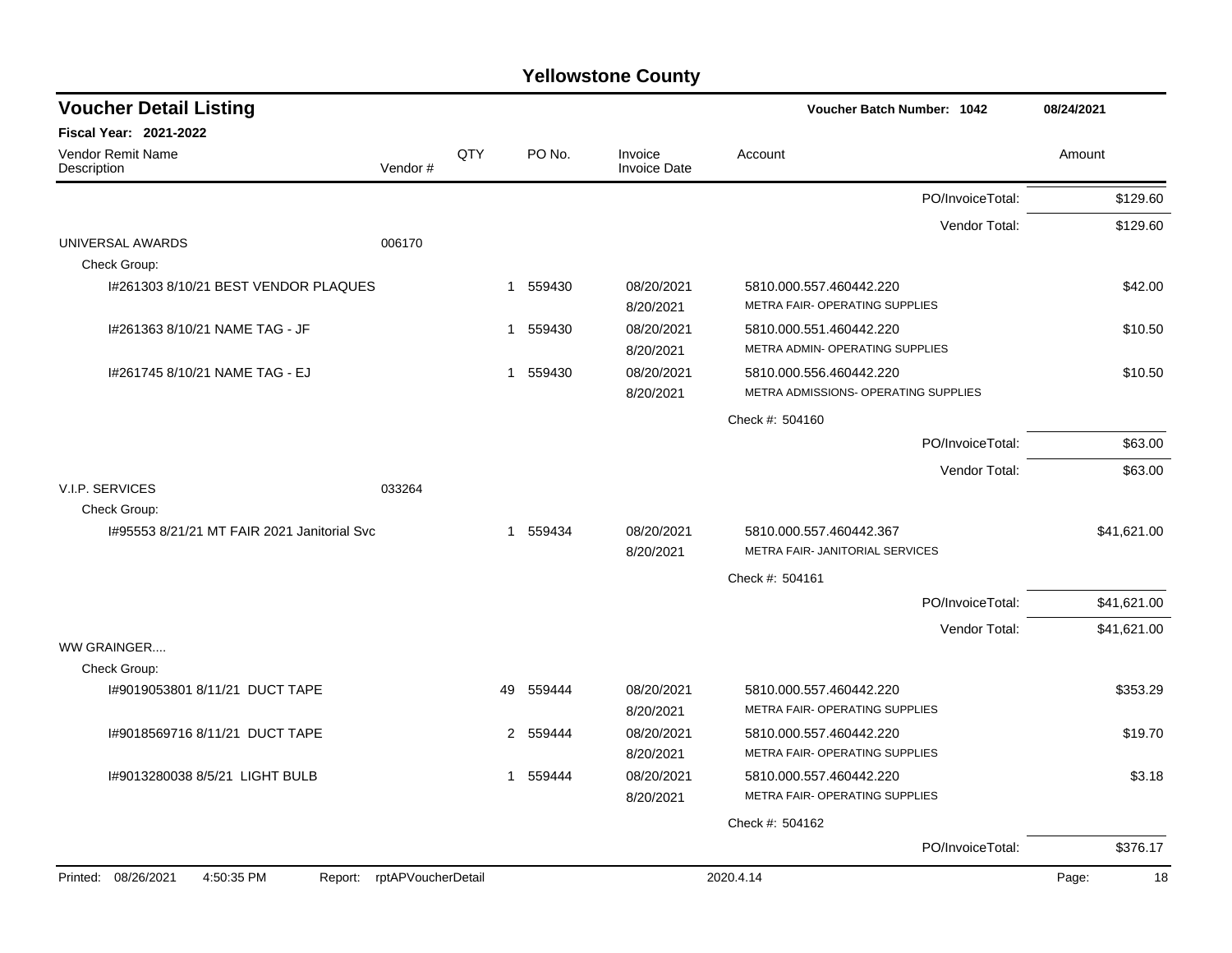# Yellowstone County

## Voucher Detail Listing

Voucher Batch Number: 1042 — 08/24/2021

**Fiscal Year: 2021-2022**

| Vendor Remit Name / Description | Vendor # | QTY | PO No. | Invoice / Invoice Date | Account | Amount |
|---|---|---|---|---|---|---|
| | | | | | PO/InvoiceTotal: | $129.60 |
| | | | | | Vendor Total: | $129.60 |
| UNIVERSAL AWARDS | 006170 | | | | | |
| Check Group: | | | | | | |
| I#261303 8/10/21 BEST VENDOR PLAQUES | | 1 | 559430 | 08/20/2021 8/20/2021 | 5810.000.557.460442.220 METRA FAIR- OPERATING SUPPLIES | $42.00 |
| I#261363 8/10/21 NAME TAG - JF | | 1 | 559430 | 08/20/2021 8/20/2021 | 5810.000.551.460442.220 METRA ADMIN- OPERATING SUPPLIES | $10.50 |
| I#261745 8/10/21 NAME TAG - EJ | | 1 | 559430 | 08/20/2021 8/20/2021 | 5810.000.556.460442.220 METRA ADMISSIONS- OPERATING SUPPLIES | $10.50 |
| | | | | | Check #: 504160 | |
| | | | | | PO/InvoiceTotal: | $63.00 |
| | | | | | Vendor Total: | $63.00 |
| V.I.P. SERVICES | 033264 | | | | | |
| Check Group: | | | | | | |
| I#95553 8/21/21 MT FAIR 2021 Janitorial Svc | | 1 | 559434 | 08/20/2021 8/20/2021 | 5810.000.557.460442.367 METRA FAIR- JANITORIAL SERVICES | $41,621.00 |
| | | | | | Check #: 504161 | |
| | | | | | PO/InvoiceTotal: | $41,621.00 |
| | | | | | Vendor Total: | $41,621.00 |
| WW GRAINGER.... | | | | | | |
| Check Group: | | | | | | |
| I#9019053801 8/11/21 DUCT TAPE | | 49 | 559444 | 08/20/2021 8/20/2021 | 5810.000.557.460442.220 METRA FAIR- OPERATING SUPPLIES | $353.29 |
| I#9018569716 8/11/21 DUCT TAPE | | 2 | 559444 | 08/20/2021 8/20/2021 | 5810.000.557.460442.220 METRA FAIR- OPERATING SUPPLIES | $19.70 |
| I#9013280038 8/5/21 LIGHT BULB | | 1 | 559444 | 08/20/2021 8/20/2021 | 5810.000.557.460442.220 METRA FAIR- OPERATING SUPPLIES | $3.18 |
| | | | | | Check #: 504162 | |
| | | | | | PO/InvoiceTotal: | $376.17 |

Printed: 08/26/2021 4:50:35 PM Report: rptAPVoucherDetail 2020.4.14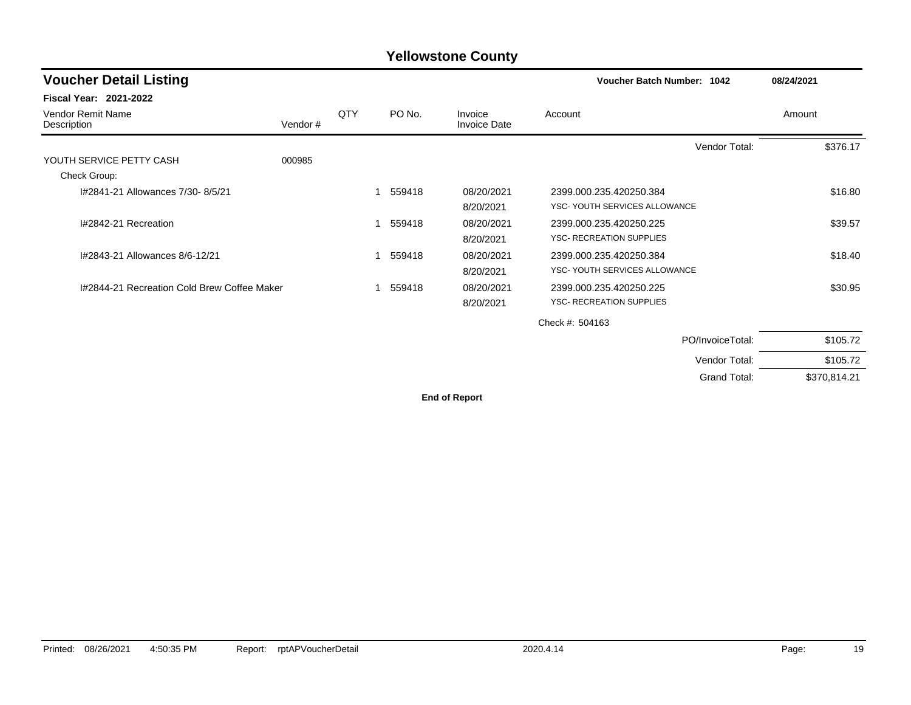# Yellowstone County

## Voucher Detail Listing

**Voucher Batch Number: 1042** **08/24/2021**

**Fiscal Year: 2021-2022**

| Vendor Remit Name / Description | Vendor # | QTY | PO No. | Invoice / Invoice Date | Account | Amount |
|---|---|---|---|---|---|---|
| | | | | | Vendor Total: | $376.17 |
| YOUTH SERVICE PETTY CASH | 000985 | | | | | |
| Check Group: | | | | | | |
| I#2841-21 Allowances 7/30- 8/5/21 | | 1 | 559418 | 08/20/2021<br>8/20/2021 | 2399.000.235.420250.384<br>YSC- YOUTH SERVICES ALLOWANCE | $16.80 |
| I#2842-21 Recreation | | 1 | 559418 | 08/20/2021<br>8/20/2021 | 2399.000.235.420250.225<br>YSC- RECREATION SUPPLIES | $39.57 |
| I#2843-21 Allowances 8/6-12/21 | | 1 | 559418 | 08/20/2021<br>8/20/2021 | 2399.000.235.420250.384<br>YSC- YOUTH SERVICES ALLOWANCE | $18.40 |
| I#2844-21 Recreation Cold Brew Coffee Maker | | 1 | 559418 | 08/20/2021<br>8/20/2021 | 2399.000.235.420250.225<br>YSC- RECREATION SUPPLIES | $30.95 |
| | | | | | Check #: 504163 | |
| | | | | | PO/InvoiceTotal: | $105.72 |
| | | | | | Vendor Total: | $105.72 |
| | | | | | Grand Total: | $370,814.21 |

**End of Report**